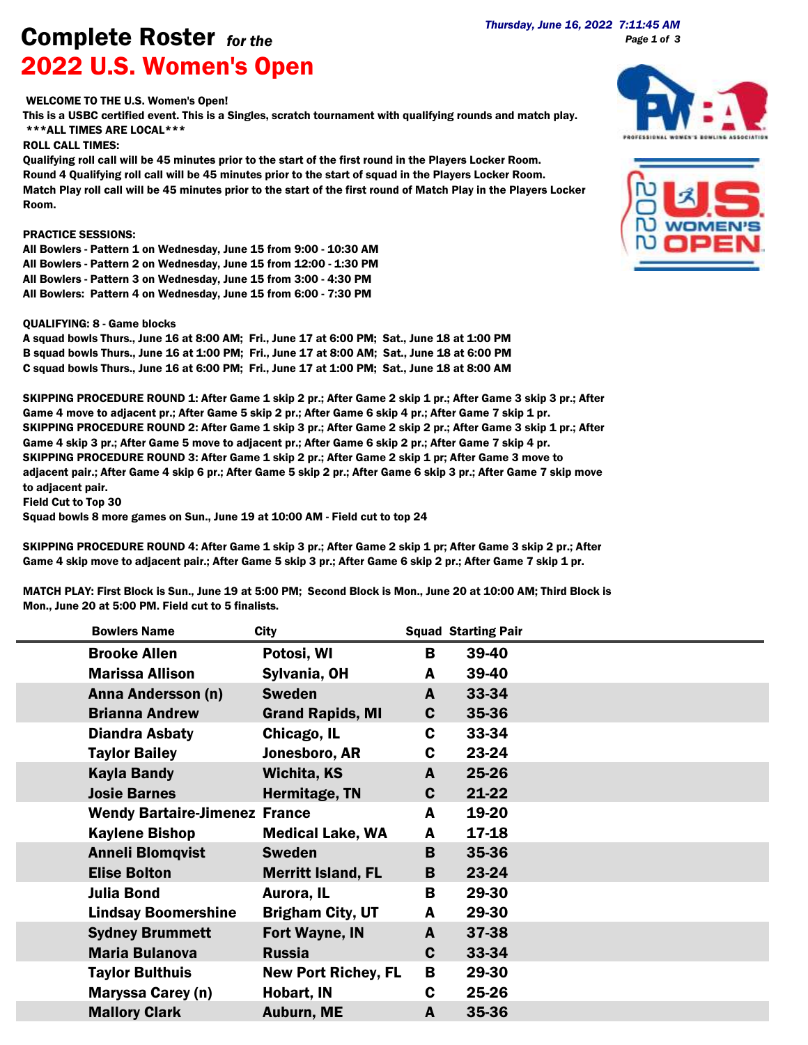# Complete Roster *for the*
# 2022 U.S. Women's Open

*Thursday, June 16, 2022 7:11:45 AM*

**WELCOME TO THE U.S. Women's Open!**
**This is a USBC certified event. This is a Singles, scratch tournament with qualifying rounds and match play.**
**\*\*\*ALL TIMES ARE LOCAL\*\*\***

**ROLL CALL TIMES:**
**Qualifying roll call will be 45 minutes prior to the start of the first round in the Players Locker Room.**
**Round 4 Qualifying roll call will be 45 minutes prior to the start of squad in the Players Locker Room.**
**Match Play roll call will be 45 minutes prior to the start of the first round of Match Play in the Players Locker Room.**

**PRACTICE SESSIONS:**
**All Bowlers - Pattern 1 on Wednesday, June 15 from 9:00 - 10:30 AM**
**All Bowlers - Pattern 2 on Wednesday, June 15 from 12:00 - 1:30 PM**
**All Bowlers - Pattern 3 on Wednesday, June 15 from 3:00 - 4:30 PM**
**All Bowlers: Pattern 4 on Wednesday, June 15 from 6:00 - 7:30 PM**

**QUALIFYING: 8 - Game blocks**
**A squad bowls Thurs., June 16 at 8:00 AM; Fri., June 17 at 6:00 PM; Sat., June 18 at 1:00 PM**
**B squad bowls Thurs., June 16 at 1:00 PM; Fri., June 17 at 8:00 AM; Sat., June 18 at 6:00 PM**
**C squad bowls Thurs., June 16 at 6:00 PM; Fri., June 17 at 1:00 PM; Sat., June 18 at 8:00 AM**

**SKIPPING PROCEDURE ROUND 1: After Game 1 skip 2 pr.; After Game 2 skip 1 pr.; After Game 3 skip 3 pr.; After Game 4 move to adjacent pr.; After Game 5 skip 2 pr.; After Game 6 skip 4 pr.; After Game 7 skip 1 pr.**
**SKIPPING PROCEDURE ROUND 2: After Game 1 skip 3 pr.; After Game 2 skip 2 pr.; After Game 3 skip 1 pr.; After Game 4 skip 3 pr.; After Game 5 move to adjacent pr.; After Game 6 skip 2 pr.; After Game 7 skip 4 pr.**
**SKIPPING PROCEDURE ROUND 3: After Game 1 skip 2 pr.; After Game 2 skip 1 pr; After Game 3 move to adjacent pair.; After Game 4 skip 6 pr.; After Game 5 skip 2 pr.; After Game 6 skip 3 pr.; After Game 7 skip move to adjacent pair.**
**Field Cut to Top 30**
**Squad bowls 8 more games on Sun., June 19 at 10:00 AM - Field cut to top 24**

**SKIPPING PROCEDURE ROUND 4: After Game 1 skip 3 pr.; After Game 2 skip 1 pr; After Game 3 skip 2 pr.; After Game 4 skip move to adjacent pair.; After Game 5 skip 3 pr.; After Game 6 skip 2 pr.; After Game 7 skip 1 pr.**

**MATCH PLAY: First Block is Sun., June 19 at 5:00 PM; Second Block is Mon., June 20 at 10:00 AM; Third Block is Mon., June 20 at 5:00 PM. Field cut to 5 finalists.**

| Bowlers Name | City | Squad | Starting Pair |
|---|---|---|---|
| Brooke Allen | Potosi, WI | B | 39-40 |
| Marissa Allison | Sylvania, OH | A | 39-40 |
| Anna Andersson (n) | Sweden | A | 33-34 |
| Brianna Andrew | Grand Rapids, MI | C | 35-36 |
| Diandra Asbaty | Chicago, IL | C | 33-34 |
| Taylor Bailey | Jonesboro, AR | C | 23-24 |
| Kayla Bandy | Wichita, KS | A | 25-26 |
| Josie Barnes | Hermitage, TN | C | 21-22 |
| Wendy Bartaire-Jimenez | France | A | 19-20 |
| Kaylene Bishop | Medical Lake, WA | A | 17-18 |
| Anneli Blomqvist | Sweden | B | 35-36 |
| Elise Bolton | Merritt Island, FL | B | 23-24 |
| Julia Bond | Aurora, IL | B | 29-30 |
| Lindsay Boomershine | Brigham City, UT | A | 29-30 |
| Sydney Brummett | Fort Wayne, IN | A | 37-38 |
| Maria Bulanova | Russia | C | 33-34 |
| Taylor Bulthuis | New Port Richey, FL | B | 29-30 |
| Maryssa Carey (n) | Hobart, IN | C | 25-26 |
| Mallory Clark | Auburn, ME | A | 35-36 |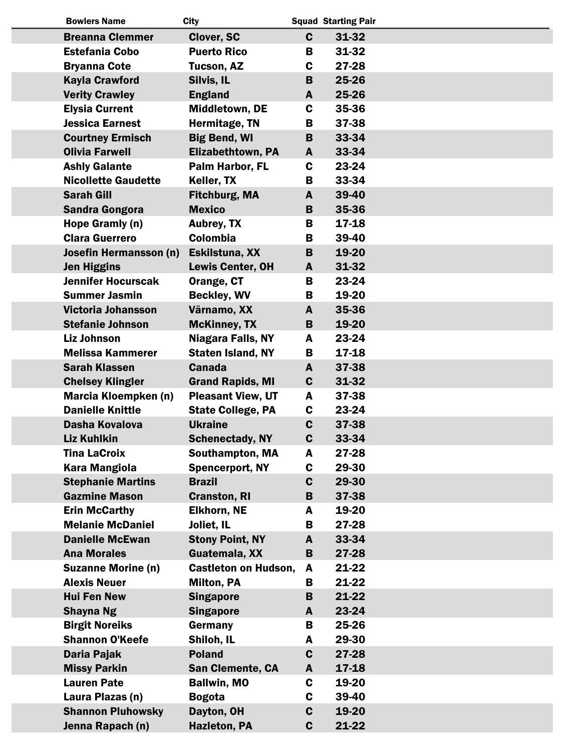| Bowlers Name | City | Squad | Starting Pair |
|---|---|---|---|
| Breanna Clemmer | Clover, SC | C | 31-32 |
| Estefania Cobo | Puerto Rico | B | 31-32 |
| Bryanna Cote | Tucson, AZ | C | 27-28 |
| Kayla Crawford | Silvis, IL | B | 25-26 |
| Verity Crawley | England | A | 25-26 |
| Elysia Current | Middletown, DE | C | 35-36 |
| Jessica Earnest | Hermitage, TN | B | 37-38 |
| Courtney Ermisch | Big Bend, WI | B | 33-34 |
| Olivia Farwell | Elizabethtown, PA | A | 33-34 |
| Ashly Galante | Palm Harbor, FL | C | 23-24 |
| Nicollette Gaudette | Keller, TX | B | 33-34 |
| Sarah Gill | Fitchburg, MA | A | 39-40 |
| Sandra Gongora | Mexico | B | 35-36 |
| Hope Gramly (n) | Aubrey, TX | B | 17-18 |
| Clara Guerrero | Colombia | B | 39-40 |
| Josefin Hermansson (n) | Eskilstuna, XX | B | 19-20 |
| Jen Higgins | Lewis Center, OH | A | 31-32 |
| Jennifer Hocurscak | Orange, CT | B | 23-24 |
| Summer Jasmin | Beckley, WV | B | 19-20 |
| Victoria Johansson | Värnamo, XX | A | 35-36 |
| Stefanie Johnson | McKinney, TX | B | 19-20 |
| Liz Johnson | Niagara Falls, NY | A | 23-24 |
| Melissa Kammerer | Staten Island, NY | B | 17-18 |
| Sarah Klassen | Canada | A | 37-38 |
| Chelsey Klingler | Grand Rapids, MI | C | 31-32 |
| Marcia Kloempken (n) | Pleasant View, UT | A | 37-38 |
| Danielle Knittle | State College, PA | C | 23-24 |
| Dasha Kovalova | Ukraine | C | 37-38 |
| Liz Kuhlkin | Schenectady, NY | C | 33-34 |
| Tina LaCroix | Southampton, MA | A | 27-28 |
| Kara Mangiola | Spencerport, NY | C | 29-30 |
| Stephanie Martins | Brazil | C | 29-30 |
| Gazmine Mason | Cranston, RI | B | 37-38 |
| Erin McCarthy | Elkhorn, NE | A | 19-20 |
| Melanie McDaniel | Joliet, IL | B | 27-28 |
| Danielle McEwan | Stony Point, NY | A | 33-34 |
| Ana Morales | Guatemala, XX | B | 27-28 |
| Suzanne Morine (n) | Castleton on Hudson, | A | 21-22 |
| Alexis Neuer | Milton, PA | B | 21-22 |
| Hui Fen New | Singapore | B | 21-22 |
| Shayna Ng | Singapore | A | 23-24 |
| Birgit Noreiks | Germany | B | 25-26 |
| Shannon O'Keefe | Shiloh, IL | A | 29-30 |
| Daria Pajak | Poland | C | 27-28 |
| Missy Parkin | San Clemente, CA | A | 17-18 |
| Lauren Pate | Ballwin, MO | C | 19-20 |
| Laura Plazas (n) | Bogota | C | 39-40 |
| Shannon Pluhowsky | Dayton, OH | C | 19-20 |
| Jenna Rapach (n) | Hazleton, PA | C | 21-22 |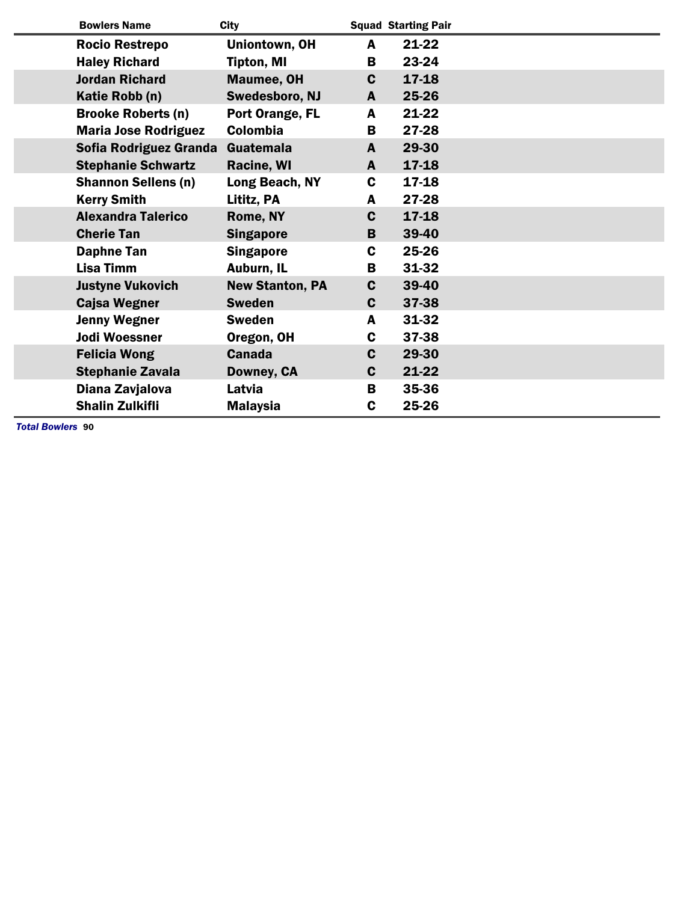| Bowlers Name | City | Squad | Starting Pair |
| --- | --- | --- | --- |
| Rocio Restrepo | Uniontown, OH | A | 21-22 |
| Haley Richard | Tipton, MI | B | 23-24 |
| Jordan Richard | Maumee, OH | C | 17-18 |
| Katie Robb (n) | Swedesboro, NJ | A | 25-26 |
| Brooke Roberts (n) | Port Orange, FL | A | 21-22 |
| Maria Jose Rodriguez | Colombia | B | 27-28 |
| Sofia Rodriguez Granda | Guatemala | A | 29-30 |
| Stephanie Schwartz | Racine, WI | A | 17-18 |
| Shannon Sellens (n) | Long Beach, NY | C | 17-18 |
| Kerry Smith | Lititz, PA | A | 27-28 |
| Alexandra Talerico | Rome, NY | C | 17-18 |
| Cherie Tan | Singapore | B | 39-40 |
| Daphne Tan | Singapore | C | 25-26 |
| Lisa Timm | Auburn, IL | B | 31-32 |
| Justyne Vukovich | New Stanton, PA | C | 39-40 |
| Cajsa Wegner | Sweden | C | 37-38 |
| Jenny Wegner | Sweden | A | 31-32 |
| Jodi Woessner | Oregon, OH | C | 37-38 |
| Felicia Wong | Canada | C | 29-30 |
| Stephanie Zavala | Downey, CA | C | 21-22 |
| Diana Zavjalova | Latvia | B | 35-36 |
| Shalin Zulkifli | Malaysia | C | 25-26 |

*Total Bowlers* 90